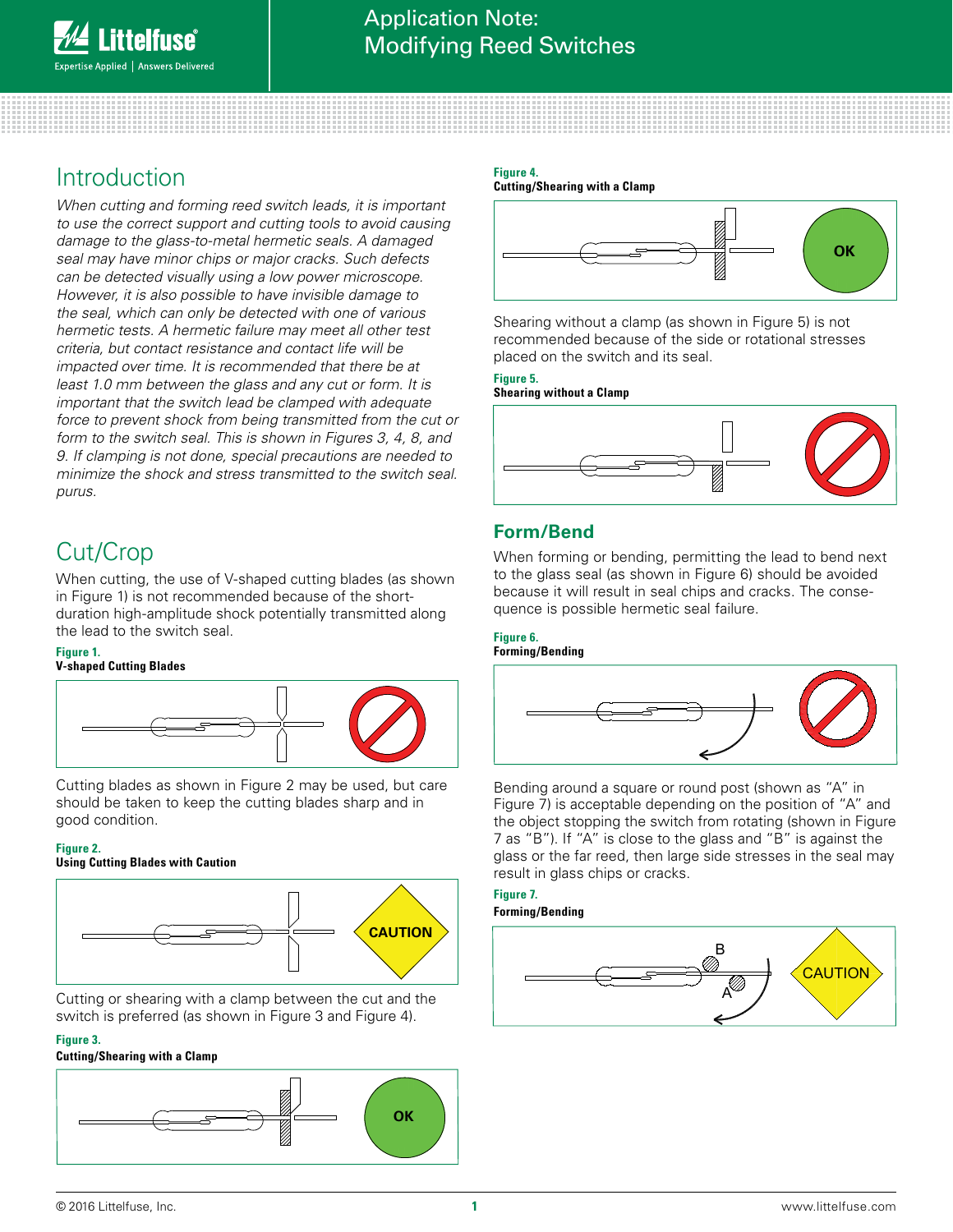# Application Note: Modifying Reed Switches

## Introduction

*When cutting and forming reed switch leads, it is important to use the correct support and cutting tools to avoid causing damage to the glass-to-metal hermetic seals. A damaged seal may have minor chips or major cracks. Such defects can be detected visually using a low power microscope. However, it is also possible to have invisible damage to the seal, which can only be detected with one of various hermetic tests. A hermetic failure may meet all other test criteria, but contact resistance and contact life will be impacted over time. It is recommended that there be at least 1.0 mm between the glass and any cut or form. It is important that the switch lead be clamped with adequate force to prevent shock from being transmitted from the cut or form to the switch seal. This is shown in Figures 3, 4, 8, and 9. If clamping is not done, special precautions are needed to minimize the shock and stress transmitted to the switch seal. purus.*

## Cut/Crop

When cutting, the use of V-shaped cutting blades (as shown in Figure 1) is not recommended because of the short-duration high-amplitude shock potentially transmitted along the lead to the switch seal.

**Figure 1.**
**V-shaped Cutting Blades**

Cutting blades as shown in Figure 2 may be used, but care should be taken to keep the cutting blades sharp and in good condition.

**Figure 2.**
**Using Cutting Blades with Caution**

Cutting or shearing with a clamp between the cut and the switch is preferred (as shown in Figure 3 and Figure 4).

**Figure 3.**
**Cutting/Shearing with a Clamp**

**Figure 4.**
**Cutting/Shearing with a Clamp**

Shearing without a clamp (as shown in Figure 5) is not recommended because of the side or rotational stresses placed on the switch and its seal.

**Figure 5.**
**Shearing without a Clamp**

## Form/Bend

When forming or bending, permitting the lead to bend next to the glass seal (as shown in Figure 6) should be avoided because it will result in seal chips and cracks. The consequence is possible hermetic seal failure.

**Figure 6.**
**Forming/Bending**

Bending around a square or round post (shown as "A" in Figure 7) is acceptable depending on the position of "A" and the object stopping the switch from rotating (shown in Figure 7 as "B"). If "A" is close to the glass and "B" is against the glass or the far reed, then large side stresses in the seal may result in glass chips or cracks.

**Figure 7.**
**Forming/Bending**

© 2016 Littelfuse, Inc. www.littelfuse.com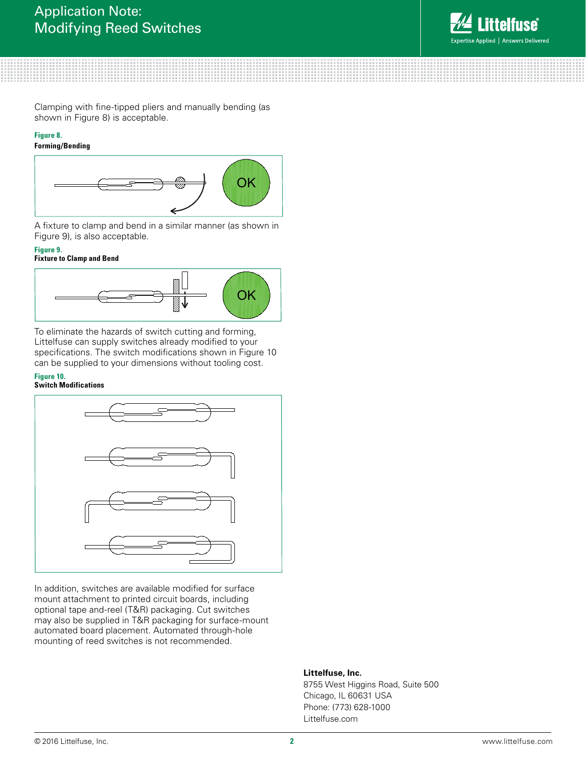Clamping with fine-tipped pliers and manually bending (as shown in Figure 8) is acceptable.

**Figure 8.**
**Forming/Bending**

OK

A fixture to clamp and bend in a similar manner (as shown in Figure 9), is also acceptable.

**Figure 9.**
**Fixture to Clamp and Bend**

OK

To eliminate the hazards of switch cutting and forming, Littelfuse can supply switches already modified to your specifications. The switch modifications shown in Figure 10 can be supplied to your dimensions without tooling cost.

**Figure 10.**
**Switch Modifications**

In addition, switches are available modified for surface mount attachment to printed circuit boards, including optional tape and-reel (T&R) packaging. Cut switches may also be supplied in T&R packaging for surface-mount automated board placement. Automated through-hole mounting of reed switches is not recommended.

**Littelfuse, Inc.**
8755 West Higgins Road, Suite 500
Chicago, IL 60631 USA
Phone: (773) 628-1000
Littelfuse.com